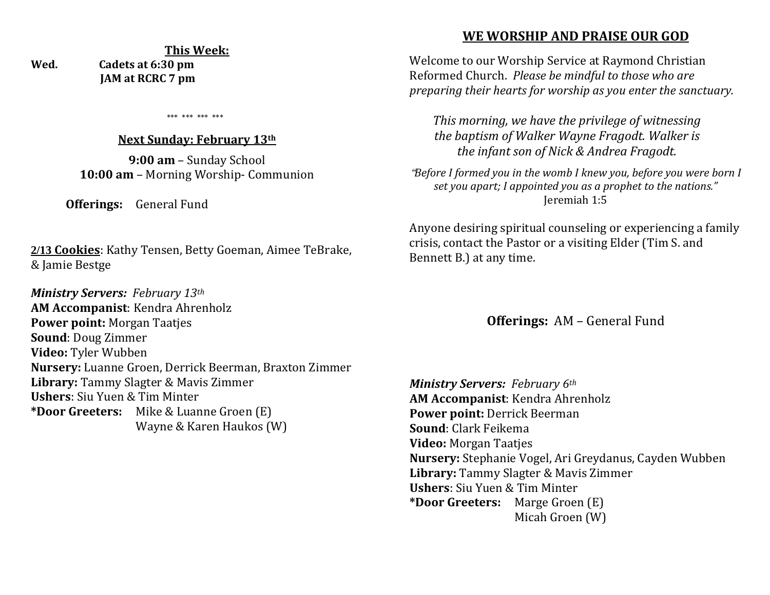**This Week:**

**Wed. Cadets at 6:30 pm**
**JAM at RCRC 7 pm**

*** *** *** ***

**Next Sunday: February 13th**

**9:00 am** – Sunday School
**10:00 am** – Morning Worship- Communion

**Offerings:** General Fund

**2/13 Cookies**: Kathy Tensen, Betty Goeman, Aimee TeBrake, & Jamie Bestge

***Ministry Servers:*** *February 13th*
**AM Accompanist**: Kendra Ahrenholz
**Power point:** Morgan Taatjes
**Sound**: Doug Zimmer
**Video:** Tyler Wubben
**Nursery:** Luanne Groen, Derrick Beerman, Braxton Zimmer
**Library:** Tammy Slagter & Mavis Zimmer
**Ushers**: Siu Yuen & Tim Minter
**\*Door Greeters:** Mike & Luanne Groen (E)
Wayne & Karen Haukos (W)

## WE WORSHIP AND PRAISE OUR GOD

Welcome to our Worship Service at Raymond Christian Reformed Church. *Please be mindful to those who are preparing their hearts for worship as you enter the sanctuary.*

*This morning, we have the privilege of witnessing the baptism of Walker Wayne Fragodt. Walker is the infant son of Nick & Andrea Fragodt.*

*"Before I formed you in the womb I knew you, before you were born I set you apart; I appointed you as a prophet to the nations."*
Jeremiah 1:5

Anyone desiring spiritual counseling or experiencing a family crisis, contact the Pastor or a visiting Elder (Tim S. and Bennett B.) at any time.

**Offerings:** AM – General Fund

***Ministry Servers:*** *February 6th*
**AM Accompanist**: Kendra Ahrenholz
**Power point:** Derrick Beerman
**Sound**: Clark Feikema
**Video:** Morgan Taatjes
**Nursery:** Stephanie Vogel, Ari Greydanus, Cayden Wubben
**Library:** Tammy Slagter & Mavis Zimmer
**Ushers**: Siu Yuen & Tim Minter
**\*Door Greeters:** Marge Groen (E)
Micah Groen (W)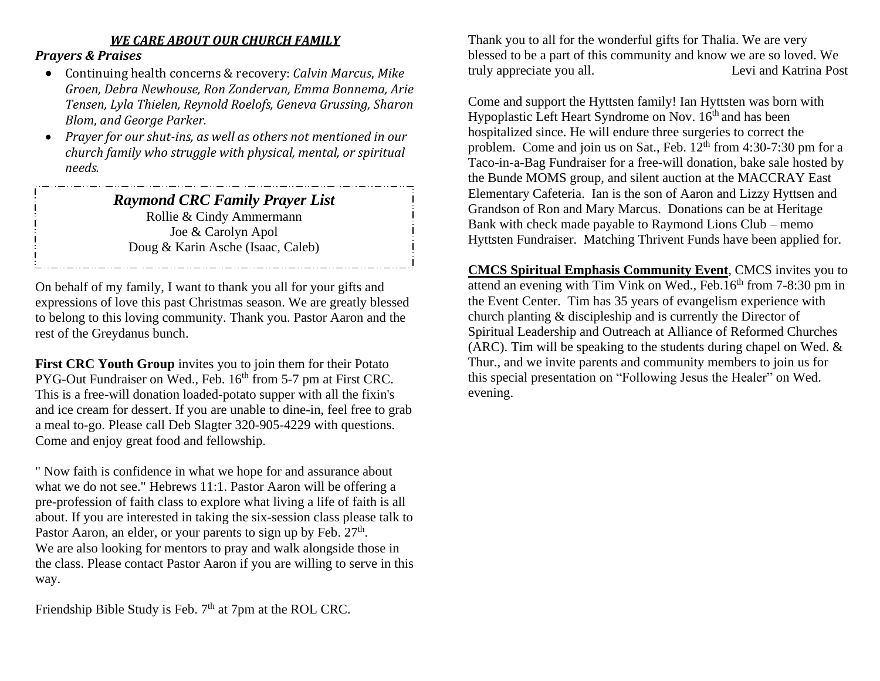***WE CARE ABOUT OUR CHURCH FAMILY***

***Prayers & Praises***

- Continuing health concerns & recovery: *Calvin Marcus, Mike Groen, Debra Newhouse, Ron Zondervan, Emma Bonnema, Arie Tensen, Lyla Thielen, Reynold Roelofs, Geneva Grussing, Sharon Blom, and George Parker.*
- *Prayer for our shut-ins, as well as others not mentioned in our church family who struggle with physical, mental, or spiritual needs.*

***Raymond CRC Family Prayer List***

Rollie & Cindy Ammermann
Joe & Carolyn Apol
Doug & Karin Asche (Isaac, Caleb)

On behalf of my family, I want to thank you all for your gifts and expressions of love this past Christmas season. We are greatly blessed to belong to this loving community. Thank you. Pastor Aaron and the rest of the Greydanus bunch.

**First CRC Youth Group** invites you to join them for their Potato PYG-Out Fundraiser on Wed., Feb. 16th from 5-7 pm at First CRC. This is a free-will donation loaded-potato supper with all the fixin's and ice cream for dessert. If you are unable to dine-in, feel free to grab a meal to-go. Please call Deb Slagter 320-905-4229 with questions. Come and enjoy great food and fellowship.

" Now faith is confidence in what we hope for and assurance about what we do not see." Hebrews 11:1. Pastor Aaron will be offering a pre-profession of faith class to explore what living a life of faith is all about. If you are interested in taking the six-session class please talk to Pastor Aaron, an elder, or your parents to sign up by Feb. 27th.
We are also looking for mentors to pray and walk alongside those in the class. Please contact Pastor Aaron if you are willing to serve in this way.

Friendship Bible Study is Feb. 7th at 7pm at the ROL CRC.

Thank you to all for the wonderful gifts for Thalia. We are very blessed to be a part of this community and know we are so loved. We truly appreciate you all. Levi and Katrina Post

Come and support the Hyttsten family! Ian Hyttsten was born with Hypoplastic Left Heart Syndrome on Nov. 16th and has been hospitalized since. He will endure three surgeries to correct the problem. Come and join us on Sat., Feb. 12th from 4:30-7:30 pm for a Taco-in-a-Bag Fundraiser for a free-will donation, bake sale hosted by the Bunde MOMS group, and silent auction at the MACCRAY East Elementary Cafeteria. Ian is the son of Aaron and Lizzy Hyttsen and Grandson of Ron and Mary Marcus. Donations can be at Heritage Bank with check made payable to Raymond Lions Club – memo Hyttsten Fundraiser. Matching Thrivent Funds have been applied for.

**CMCS Spiritual Emphasis Community Event**, CMCS invites you to attend an evening with Tim Vink on Wed., Feb.16th from 7-8:30 pm in the Event Center. Tim has 35 years of evangelism experience with church planting & discipleship and is currently the Director of Spiritual Leadership and Outreach at Alliance of Reformed Churches (ARC). Tim will be speaking to the students during chapel on Wed. & Thur., and we invite parents and community members to join us for this special presentation on "Following Jesus the Healer" on Wed. evening.